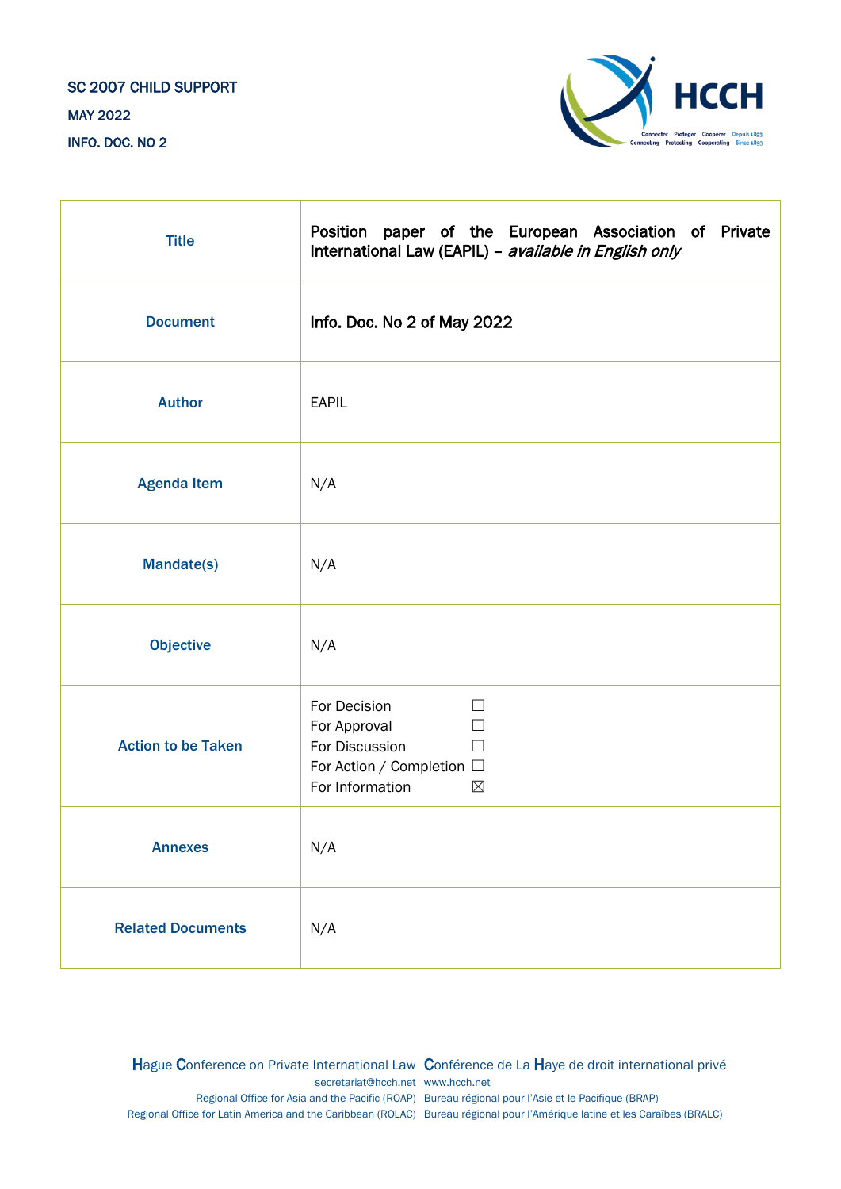SC 2007 CHILD SUPPORT

MAY 2022

INFO. DOC. NO 2

| | |
|---|---|
| **Title** | Position paper of the European Association of Private International Law (EAPIL) – *available in English only* |
| **Document** | Info. Doc. No 2 of May 2022 |
| **Author** | EAPIL |
| **Agenda Item** | N/A |
| **Mandate(s)** | N/A |
| **Objective** | N/A |
| **Action to be Taken** | For Decision ☐<br>For Approval ☐<br>For Discussion ☐<br>For Action / Completion ☐<br>For Information ☒ |
| **Annexes** | N/A |
| **Related Documents** | N/A |

Hague Conference on Private International Law Conférence de La Haye de droit international privé
secretariat@hcch.net www.hcch.net
Regional Office for Asia and the Pacific (ROAP) Bureau régional pour l'Asie et le Pacifique (BRAP)
Regional Office for Latin America and the Caribbean (ROLAC) Bureau régional pour l'Amérique latine et les Caraïbes (BRALC)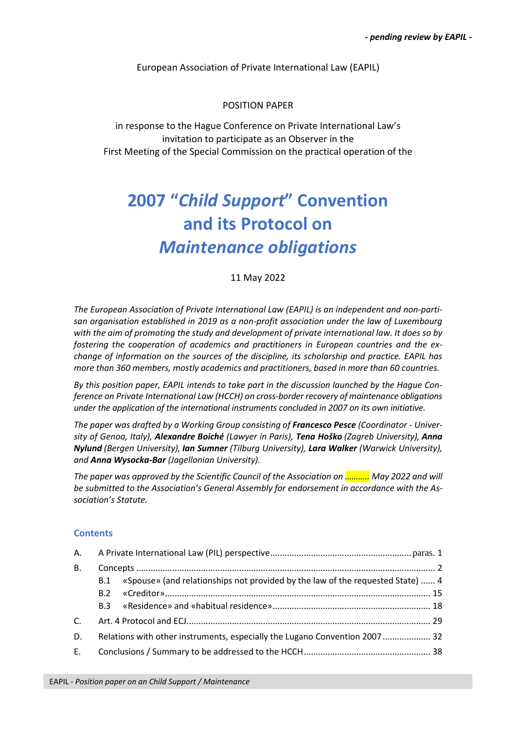*- pending review by EAPIL -*

European Association of Private International Law (EAPIL)

POSITION PAPER

in response to the Hague Conference on Private International Law's invitation to participate as an Observer in the First Meeting of the Special Commission on the practical operation of the

# 2007 "*Child Support*" Convention and its Protocol on *Maintenance obligations*

11 May 2022

*The European Association of Private International Law (EAPIL) is an independent and non-partisan organisation established in 2019 as a non-profit association under the law of Luxembourg with the aim of promoting the study and development of private international law. It does so by fostering the cooperation of academics and practitioners in European countries and the exchange of information on the sources of the discipline, its scholarship and practice. EAPIL has more than 360 members, mostly academics and practitioners, based in more than 60 countries.*

*By this position paper, EAPIL intends to take part in the discussion launched by the Hague Conference on Private International Law (HCCH) on cross-border recovery of maintenance obligations under the application of the international instruments concluded in 2007 on its own initiative.*

*The paper was drafted by a Working Group consisting of* ***Francesco Pesce*** *(Coordinator - University of Genoa, Italy),* ***Alexandre Boiché*** *(Lawyer in Paris),* ***Tena Hoško*** *(Zagreb University),* ***Anna Nylund*** *(Bergen University),* ***Ian Sumner*** *(Tilburg University),* ***Lara Walker*** *(Warwick University), and* ***Anna Wysocka-Bar*** *(Jagellonian University).*

*The paper was approved by the Scientific Council of the Association on ……….. May 2022 and will be submitted to the Association's General Assembly for endorsement in accordance with the Association's Statute.*

## Contents

| | | |
|---|---|---|
| A. | A Private International Law (PIL) perspective | paras. 1 |
| B. | Concepts | 2 |
| | B.1 «Spouse» (and relationships not provided by the law of the requested State) | 4 |
| | B.2 «Creditor» | 15 |
| | B.3 «Residence» and «habitual residence» | 18 |
| C. | Art. 4 Protocol and ECJ | 29 |
| D. | Relations with other instruments, especially the Lugano Convention 2007 | 32 |
| E. | Conclusions / Summary to be addressed to the HCCH | 38 |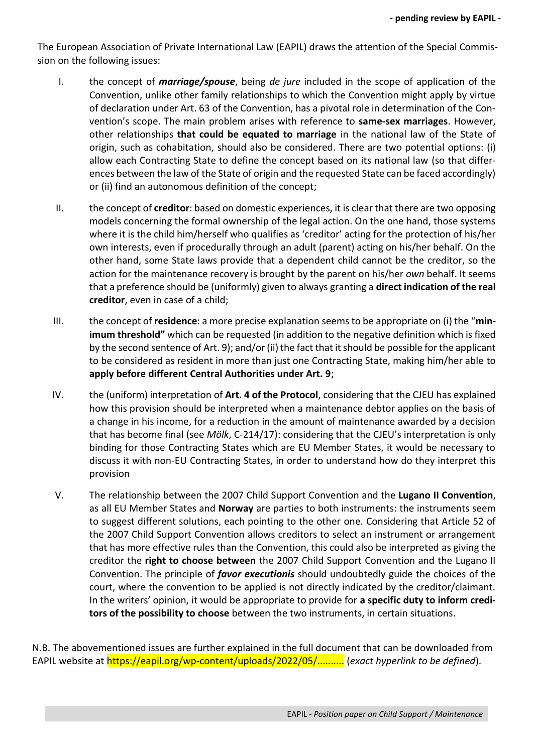The European Association of Private International Law (EAPIL) draws the attention of the Special Commission on the following issues:

I. the concept of ***marriage/spouse***, being *de jure* included in the scope of application of the Convention, unlike other family relationships to which the Convention might apply by virtue of declaration under Art. 63 of the Convention, has a pivotal role in determination of the Convention's scope. The main problem arises with reference to **same-sex marriages**. However, other relationships **that could be equated to marriage** in the national law of the State of origin, such as cohabitation, should also be considered. There are two potential options: (i) allow each Contracting State to define the concept based on its national law (so that differences between the law of the State of origin and the requested State can be faced accordingly) or (ii) find an autonomous definition of the concept;

II. the concept of **creditor**: based on domestic experiences, it is clear that there are two opposing models concerning the formal ownership of the legal action. On the one hand, those systems where it is the child him/herself who qualifies as 'creditor' acting for the protection of his/her own interests, even if procedurally through an adult (parent) acting on his/her behalf. On the other hand, some State laws provide that a dependent child cannot be the creditor, so the action for the maintenance recovery is brought by the parent on his/her *own* behalf. It seems that a preference should be (uniformly) given to always granting a **direct indication of the real creditor**, even in case of a child;

III. the concept of **residence**: a more precise explanation seems to be appropriate on (i) the "**minimum threshold"** which can be requested (in addition to the negative definition which is fixed by the second sentence of Art. 9); and/or (ii) the fact that it should be possible for the applicant to be considered as resident in more than just one Contracting State, making him/her able to **apply before different Central Authorities under Art. 9**;

IV. the (uniform) interpretation of **Art. 4 of the Protocol**, considering that the CJEU has explained how this provision should be interpreted when a maintenance debtor applies on the basis of a change in his income, for a reduction in the amount of maintenance awarded by a decision that has become final (see *Mölk*, C-214/17): considering that the CJEU's interpretation is only binding for those Contracting States which are EU Member States, it would be necessary to discuss it with non-EU Contracting States, in order to understand how do they interpret this provision

V. The relationship between the 2007 Child Support Convention and the **Lugano II Convention**, as all EU Member States and **Norway** are parties to both instruments: the instruments seem to suggest different solutions, each pointing to the other one. Considering that Article 52 of the 2007 Child Support Convention allows creditors to select an instrument or arrangement that has more effective rules than the Convention, this could also be interpreted as giving the creditor the **right to choose between** the 2007 Child Support Convention and the Lugano II Convention. The principle of ***favor executionis*** should undoubtedly guide the choices of the court, where the convention to be applied is not directly indicated by the creditor/claimant. In the writers' opinion, it would be appropriate to provide for **a specific duty to inform creditors of the possibility to choose** between the two instruments, in certain situations.

N.B. The abovementioned issues are further explained in the full document that can be downloaded from EAPIL website at https://eapil.org/wp-content/uploads/2022/05/.......... (*exact hyperlink to be defined*).